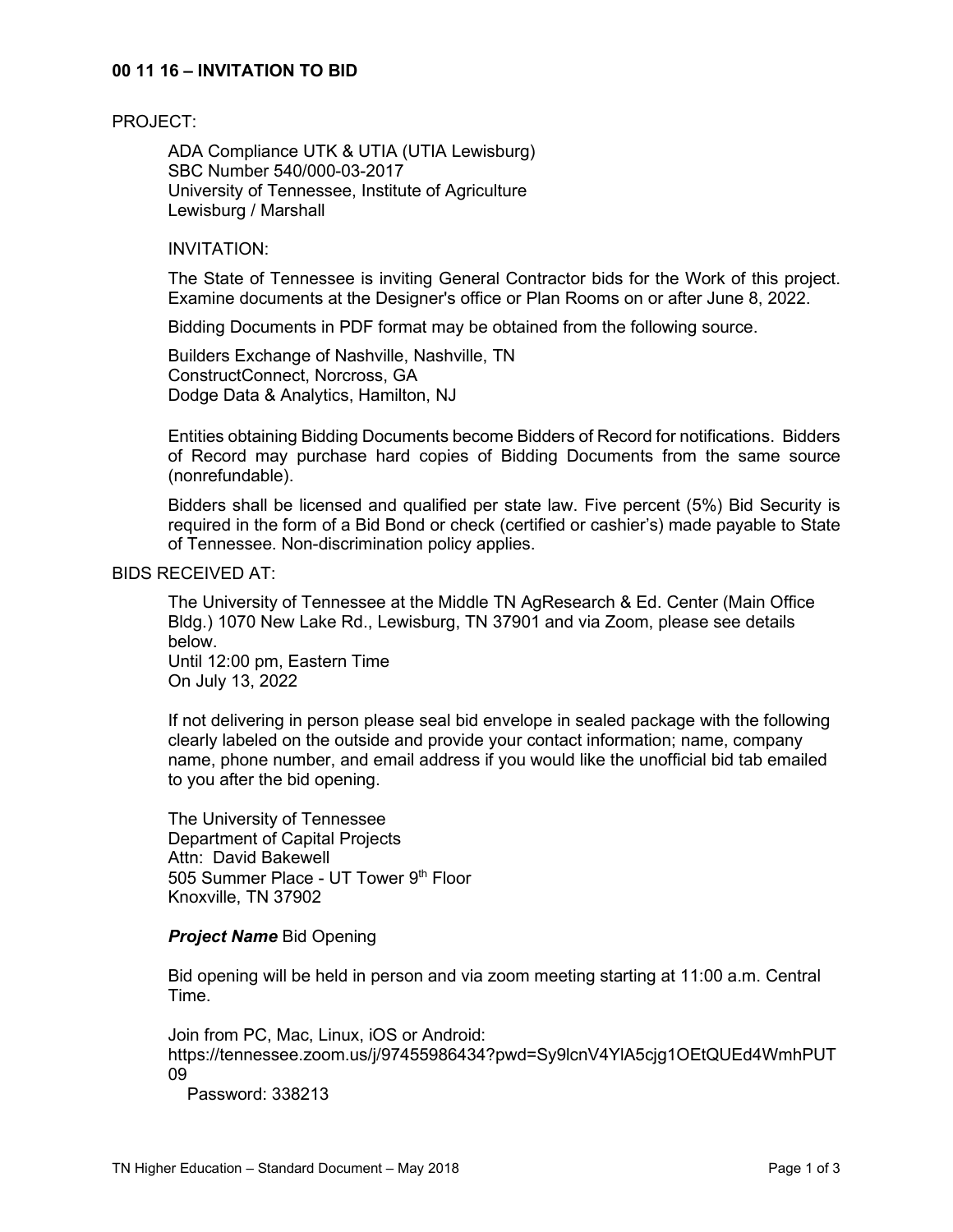## 00 11 16 – INVITATION TO BID

PROJECT:

ADA Compliance UTK & UTIA (UTIA Lewisburg)
SBC Number 540/000-03-2017
University of Tennessee, Institute of Agriculture
Lewisburg / Marshall

INVITATION:

The State of Tennessee is inviting General Contractor bids for the Work of this project. Examine documents at the Designer's office or Plan Rooms on or after June 8, 2022.

Bidding Documents in PDF format may be obtained from the following source.

Builders Exchange of Nashville, Nashville, TN
ConstructConnect, Norcross, GA
Dodge Data & Analytics, Hamilton, NJ

Entities obtaining Bidding Documents become Bidders of Record for notifications. Bidders of Record may purchase hard copies of Bidding Documents from the same source (nonrefundable).

Bidders shall be licensed and qualified per state law. Five percent (5%) Bid Security is required in the form of a Bid Bond or check (certified or cashier's) made payable to State of Tennessee. Non-discrimination policy applies.

BIDS RECEIVED AT:

The University of Tennessee at the Middle TN AgResearch & Ed. Center (Main Office Bldg.) 1070 New Lake Rd., Lewisburg, TN 37901 and via Zoom, please see details below.
Until 12:00 pm, Eastern Time
On July 13, 2022

If not delivering in person please seal bid envelope in sealed package with the following clearly labeled on the outside and provide your contact information; name, company name, phone number, and email address if you would like the unofficial bid tab emailed to you after the bid opening.

The University of Tennessee
Department of Capital Projects
Attn: David Bakewell
505 Summer Place - UT Tower 9th Floor
Knoxville, TN 37902

***Project Name*** Bid Opening

Bid opening will be held in person and via zoom meeting starting at 11:00 a.m. Central Time.

Join from PC, Mac, Linux, iOS or Android:
https://tennessee.zoom.us/j/97455986434?pwd=Sy9lcnV4YlA5cjg1OEtQUEd4WmhPUT09
Password: 338213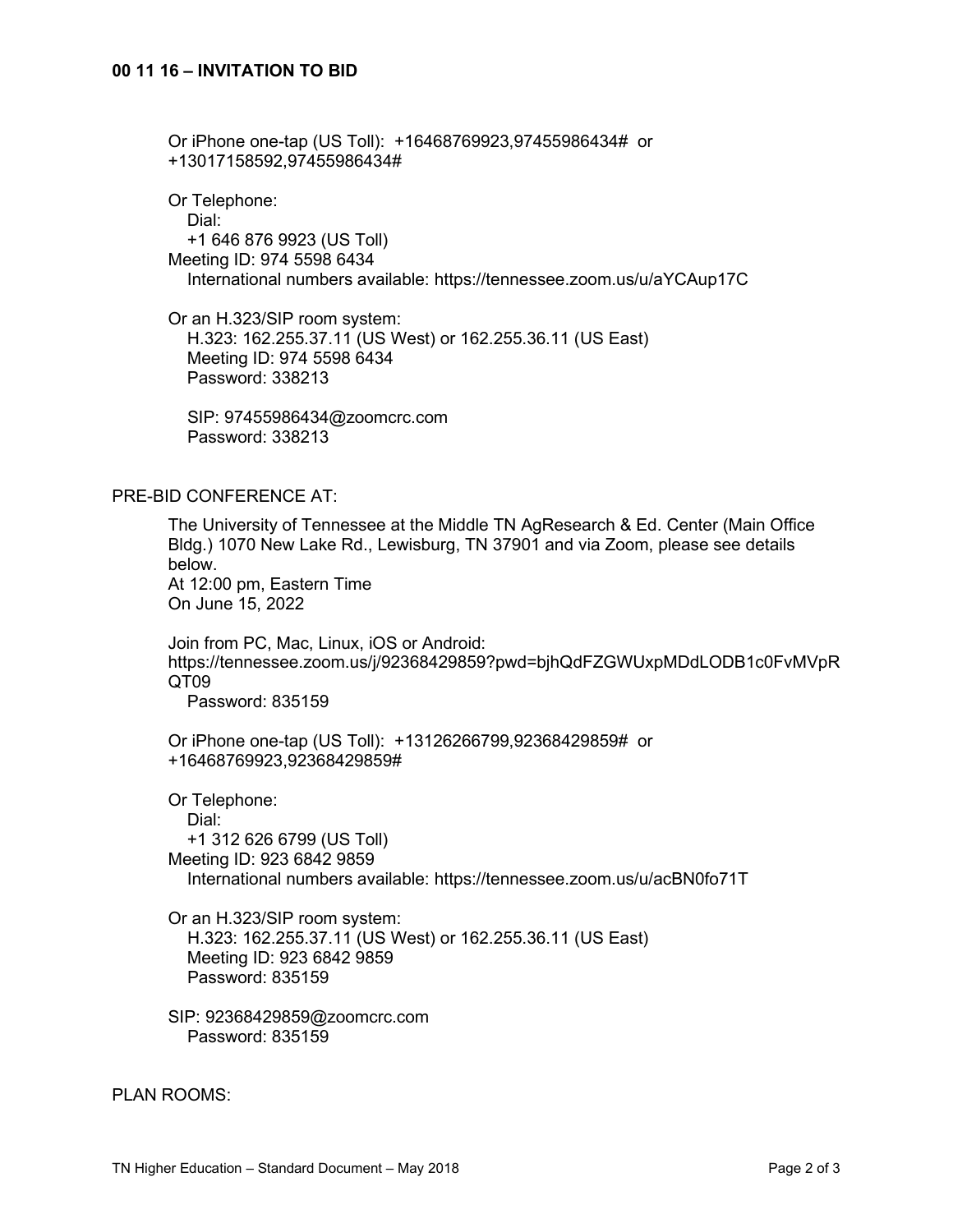Or iPhone one-tap (US Toll): +16468769923,97455986434# or +13017158592,97455986434#

Or Telephone:
Dial:
+1 646 876 9923 (US Toll)
Meeting ID: 974 5598 6434
International numbers available: https://tennessee.zoom.us/u/aYCAup17C

Or an H.323/SIP room system:
H.323: 162.255.37.11 (US West) or 162.255.36.11 (US East)
Meeting ID: 974 5598 6434
Password: 338213

SIP: 97455986434@zoomcrc.com
Password: 338213

PRE-BID CONFERENCE AT:

The University of Tennessee at the Middle TN AgResearch & Ed. Center (Main Office Bldg.) 1070 New Lake Rd., Lewisburg, TN 37901 and via Zoom, please see details below.
At 12:00 pm, Eastern Time
On June 15, 2022

Join from PC, Mac, Linux, iOS or Android:
https://tennessee.zoom.us/j/92368429859?pwd=bjhQdFZGWUxpMDdLODB1c0FvMVpRQT09
Password: 835159

Or iPhone one-tap (US Toll): +13126266799,92368429859# or +16468769923,92368429859#

Or Telephone:
Dial:
+1 312 626 6799 (US Toll)
Meeting ID: 923 6842 9859
International numbers available: https://tennessee.zoom.us/u/acBN0fo71T

Or an H.323/SIP room system:
H.323: 162.255.37.11 (US West) or 162.255.36.11 (US East)
Meeting ID: 923 6842 9859
Password: 835159

SIP: 92368429859@zoomcrc.com
Password: 835159

PLAN ROOMS: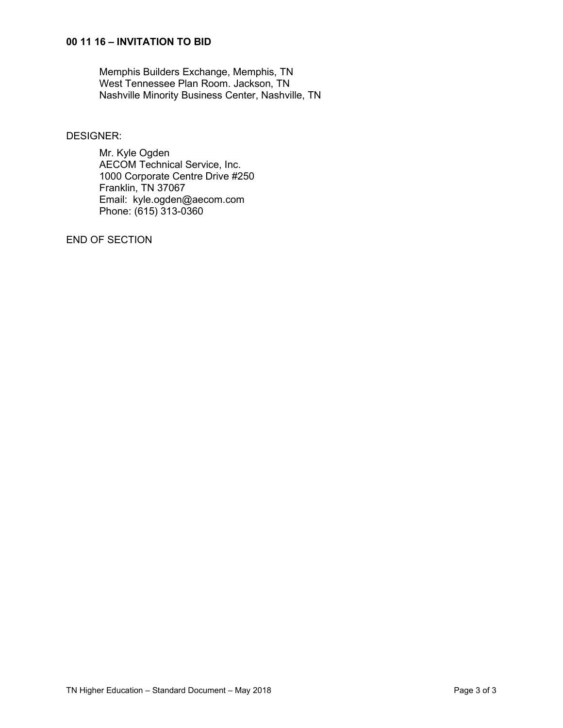**00 11 16 – INVITATION TO BID**

Memphis Builders Exchange, Memphis, TN
West Tennessee Plan Room. Jackson, TN
Nashville Minority Business Center, Nashville, TN

DESIGNER:

Mr. Kyle Ogden
AECOM Technical Service, Inc.
1000 Corporate Centre Drive #250
Franklin, TN 37067
Email: kyle.ogden@aecom.com
Phone: (615) 313-0360

END OF SECTION